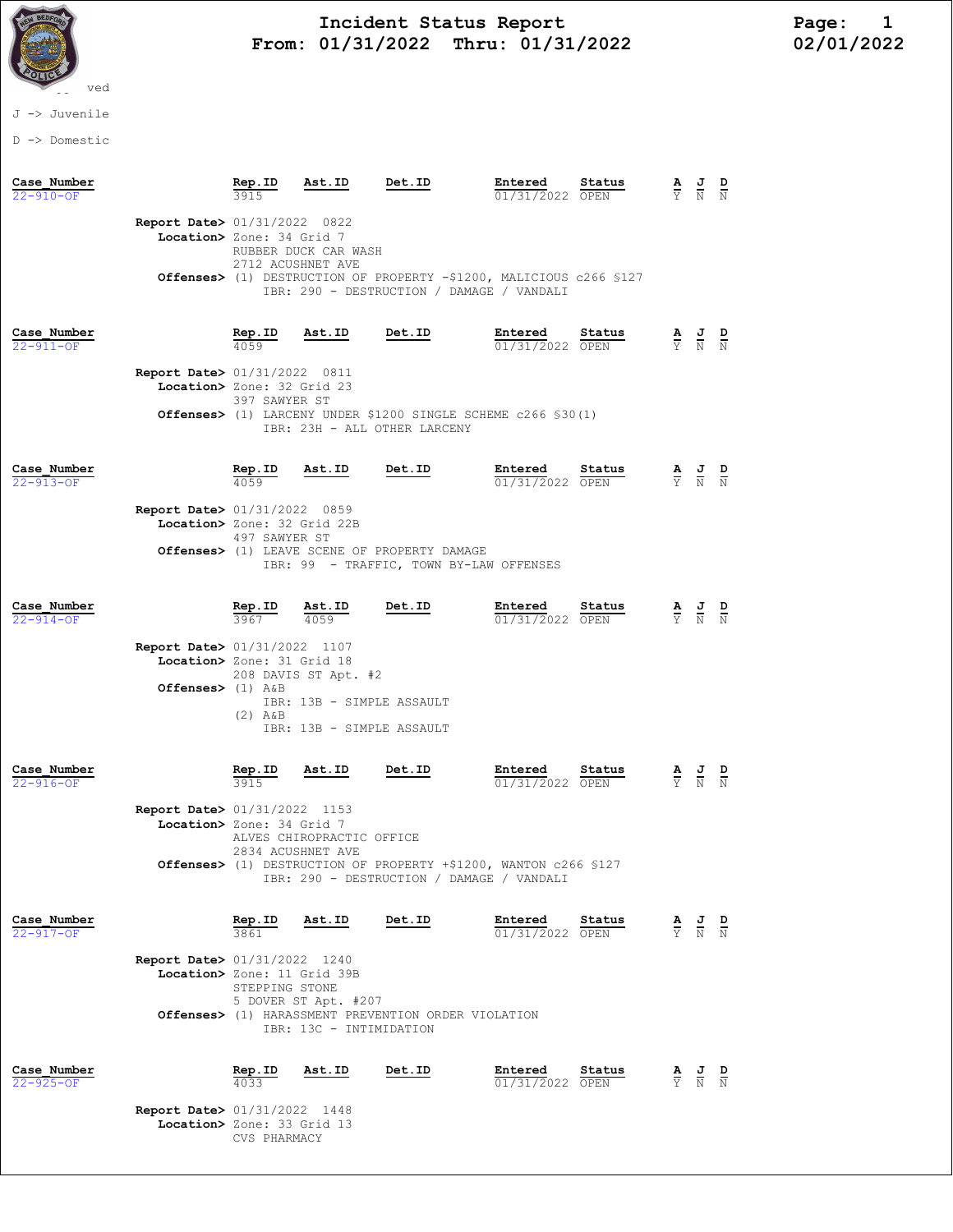# Incident Status Report
## From: 01/31/2022 Thru: 01/31/2022

Page: 1
02/01/2022

ved

J -> Juvenile

D -> Domestic

| Case_Number | Rep.ID | Ast.ID | Det.ID | Entered | Status | A | J | D |
|---|---|---|---|---|---|---|---|---|
| 22-910-OF | 3915 | | | 01/31/2022 | OPEN | Y | N | N |

**Report Date>** 01/31/2022 0822
**Location>** Zone: 34 Grid 7
RUBBER DUCK CAR WASH
2712 ACUSHNET AVE
**Offenses>** (1) DESTRUCTION OF PROPERTY -$1200, MALICIOUS c266 §127
IBR: 290 - DESTRUCTION / DAMAGE / VANDALI

| Case_Number | Rep.ID | Ast.ID | Det.ID | Entered | Status | A | J | D |
|---|---|---|---|---|---|---|---|---|
| 22-911-OF | 4059 | | | 01/31/2022 | OPEN | Y | N | N |

**Report Date>** 01/31/2022 0811
**Location>** Zone: 32 Grid 23
397 SAWYER ST
**Offenses>** (1) LARCENY UNDER $1200 SINGLE SCHEME c266 §30(1)
IBR: 23H - ALL OTHER LARCENY

| Case_Number | Rep.ID | Ast.ID | Det.ID | Entered | Status | A | J | D |
|---|---|---|---|---|---|---|---|---|
| 22-913-OF | 4059 | | | 01/31/2022 | OPEN | Y | N | N |

**Report Date>** 01/31/2022 0859
**Location>** Zone: 32 Grid 22B
497 SAWYER ST
**Offenses>** (1) LEAVE SCENE OF PROPERTY DAMAGE
IBR: 99 - TRAFFIC, TOWN BY-LAW OFFENSES

| Case_Number | Rep.ID | Ast.ID | Det.ID | Entered | Status | A | J | D |
|---|---|---|---|---|---|---|---|---|
| 22-914-OF | 3967 | 4059 | | 01/31/2022 | OPEN | Y | N | N |

**Report Date>** 01/31/2022 1107
**Location>** Zone: 31 Grid 18
208 DAVIS ST Apt. #2
**Offenses>** (1) A&B
IBR: 13B - SIMPLE ASSAULT
(2) A&B
IBR: 13B - SIMPLE ASSAULT

| Case_Number | Rep.ID | Ast.ID | Det.ID | Entered | Status | A | J | D |
|---|---|---|---|---|---|---|---|---|
| 22-916-OF | 3915 | | | 01/31/2022 | OPEN | Y | N | N |

**Report Date>** 01/31/2022 1153
**Location>** Zone: 34 Grid 7
ALVES CHIROPRACTIC OFFICE
2834 ACUSHNET AVE
**Offenses>** (1) DESTRUCTION OF PROPERTY +$1200, WANTON c266 §127
IBR: 290 - DESTRUCTION / DAMAGE / VANDALI

| Case_Number | Rep.ID | Ast.ID | Det.ID | Entered | Status | A | J | D |
|---|---|---|---|---|---|---|---|---|
| 22-917-OF | 3861 | | | 01/31/2022 | OPEN | Y | N | N |

**Report Date>** 01/31/2022 1240
**Location>** Zone: 11 Grid 39B
STEPPING STONE
5 DOVER ST Apt. #207
**Offenses>** (1) HARASSMENT PREVENTION ORDER VIOLATION
IBR: 13C - INTIMIDATION

| Case_Number | Rep.ID | Ast.ID | Det.ID | Entered | Status | A | J | D |
|---|---|---|---|---|---|---|---|---|
| 22-925-OF | 4033 | | | 01/31/2022 | OPEN | Y | N | N |

**Report Date>** 01/31/2022 1448
**Location>** Zone: 33 Grid 13
CVS PHARMACY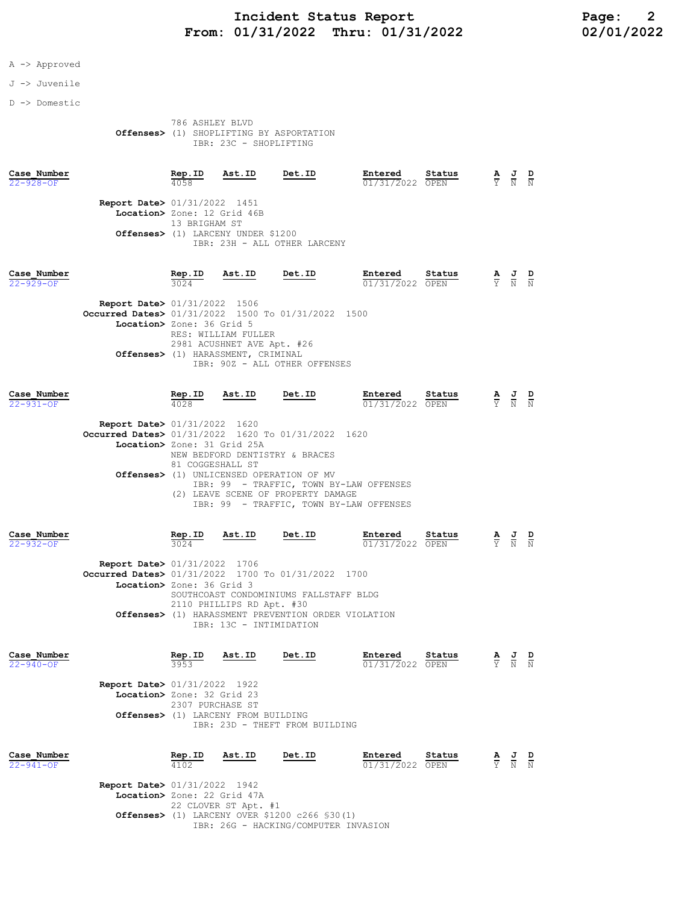A -> Approved

J -> Juvenile

D -> Domestic

786 ASHLEY BLVD
**Offenses>** (1) SHOPLIFTING BY ASPORTATION
IBR: 23C - SHOPLIFTING

| Case_Number | Rep.ID | Ast.ID | Det.ID | Entered | Status | A | J | D |
|---|---|---|---|---|---|---|---|---|
| 22-928-OF | 4058 | | | 01/31/2022 | OPEN | Y | N | N |

**Report Date>** 01/31/2022 1451
**Location>** Zone: 12 Grid 46B
13 BRIGHAM ST
**Offenses>** (1) LARCENY UNDER $1200
IBR: 23H - ALL OTHER LARCENY

| Case_Number | Rep.ID | Ast.ID | Det.ID | Entered | Status | A | J | D |
|---|---|---|---|---|---|---|---|---|
| 22-929-OF | 3024 | | | 01/31/2022 | OPEN | Y | N | N |

**Report Date>** 01/31/2022 1506
**Occurred Dates>** 01/31/2022 1500 To 01/31/2022 1500
**Location>** Zone: 36 Grid 5
RES: WILLIAM FULLER
2981 ACUSHNET AVE Apt. #26
**Offenses>** (1) HARASSMENT, CRIMINAL
IBR: 90Z - ALL OTHER OFFENSES

| Case_Number | Rep.ID | Ast.ID | Det.ID | Entered | Status | A | J | D |
|---|---|---|---|---|---|---|---|---|
| 22-931-OF | 4028 | | | 01/31/2022 | OPEN | Y | N | N |

**Report Date>** 01/31/2022 1620
**Occurred Dates>** 01/31/2022 1620 To 01/31/2022 1620
**Location>** Zone: 31 Grid 25A
NEW BEDFORD DENTISTRY & BRACES
81 COGGESHALL ST
**Offenses>** (1) UNLICENSED OPERATION OF MV
IBR: 99 - TRAFFIC, TOWN BY-LAW OFFENSES
(2) LEAVE SCENE OF PROPERTY DAMAGE
IBR: 99 - TRAFFIC, TOWN BY-LAW OFFENSES

| Case_Number | Rep.ID | Ast.ID | Det.ID | Entered | Status | A | J | D |
|---|---|---|---|---|---|---|---|---|
| 22-932-OF | 3024 | | | 01/31/2022 | OPEN | Y | N | N |

**Report Date>** 01/31/2022 1706
**Occurred Dates>** 01/31/2022 1700 To 01/31/2022 1700
**Location>** Zone: 36 Grid 3
SOUTHCOAST CONDOMINIUMS FALLSTAFF BLDG
2110 PHILLIPS RD Apt. #30
**Offenses>** (1) HARASSMENT PREVENTION ORDER VIOLATION
IBR: 13C - INTIMIDATION

| Case_Number | Rep.ID | Ast.ID | Det.ID | Entered | Status | A | J | D |
|---|---|---|---|---|---|---|---|---|
| 22-940-OF | 3953 | | | 01/31/2022 | OPEN | Y | N | N |

**Report Date>** 01/31/2022 1922
**Location>** Zone: 32 Grid 23
2307 PURCHASE ST
**Offenses>** (1) LARCENY FROM BUILDING
IBR: 23D - THEFT FROM BUILDING

| Case_Number | Rep.ID | Ast.ID | Det.ID | Entered | Status | A | J | D |
|---|---|---|---|---|---|---|---|---|
| 22-941-OF | 4102 | | | 01/31/2022 | OPEN | Y | N | N |

**Report Date>** 01/31/2022 1942
**Location>** Zone: 22 Grid 47A
22 CLOVER ST Apt. #1
**Offenses>** (1) LARCENY OVER $1200 c266 §30(1)
IBR: 26G - HACKING/COMPUTER INVASION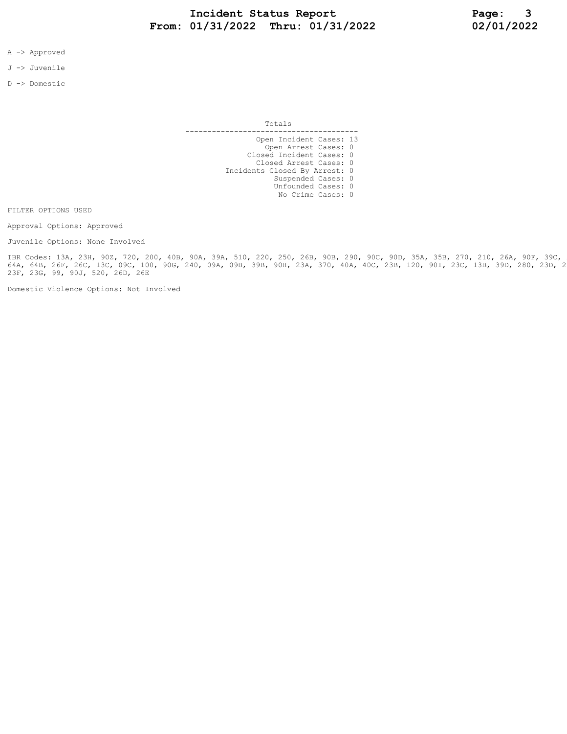A -> Approved

J -> Juvenile

D -> Domestic

Totals

| | |
|---|---|
| Open Incident Cases: | 13 |
| Open Arrest Cases: | 0 |
| Closed Incident Cases: | 0 |
| Closed Arrest Cases: | 0 |
| Incidents Closed By Arrest: | 0 |
| Suspended Cases: | 0 |
| Unfounded Cases: | 0 |
| No Crime Cases: | 0 |

FILTER OPTIONS USED

Approval Options: Approved

Juvenile Options: None Involved

IBR Codes: 13A, 23H, 90Z, 720, 200, 40B, 90A, 39A, 510, 220, 250, 26B, 90B, 290, 90C, 90D, 35A, 35B, 270, 210, 26A, 90F, 39C, 64A, 64B, 26F, 26C, 13C, 09C, 100, 90G, 240, 09A, 09B, 39B, 90H, 23A, 370, 40A, 40C, 23B, 120, 90I, 23C, 13B, 39D, 280, 23D, 2 23F, 23G, 99, 90J, 520, 26D, 26E

Domestic Violence Options: Not Involved